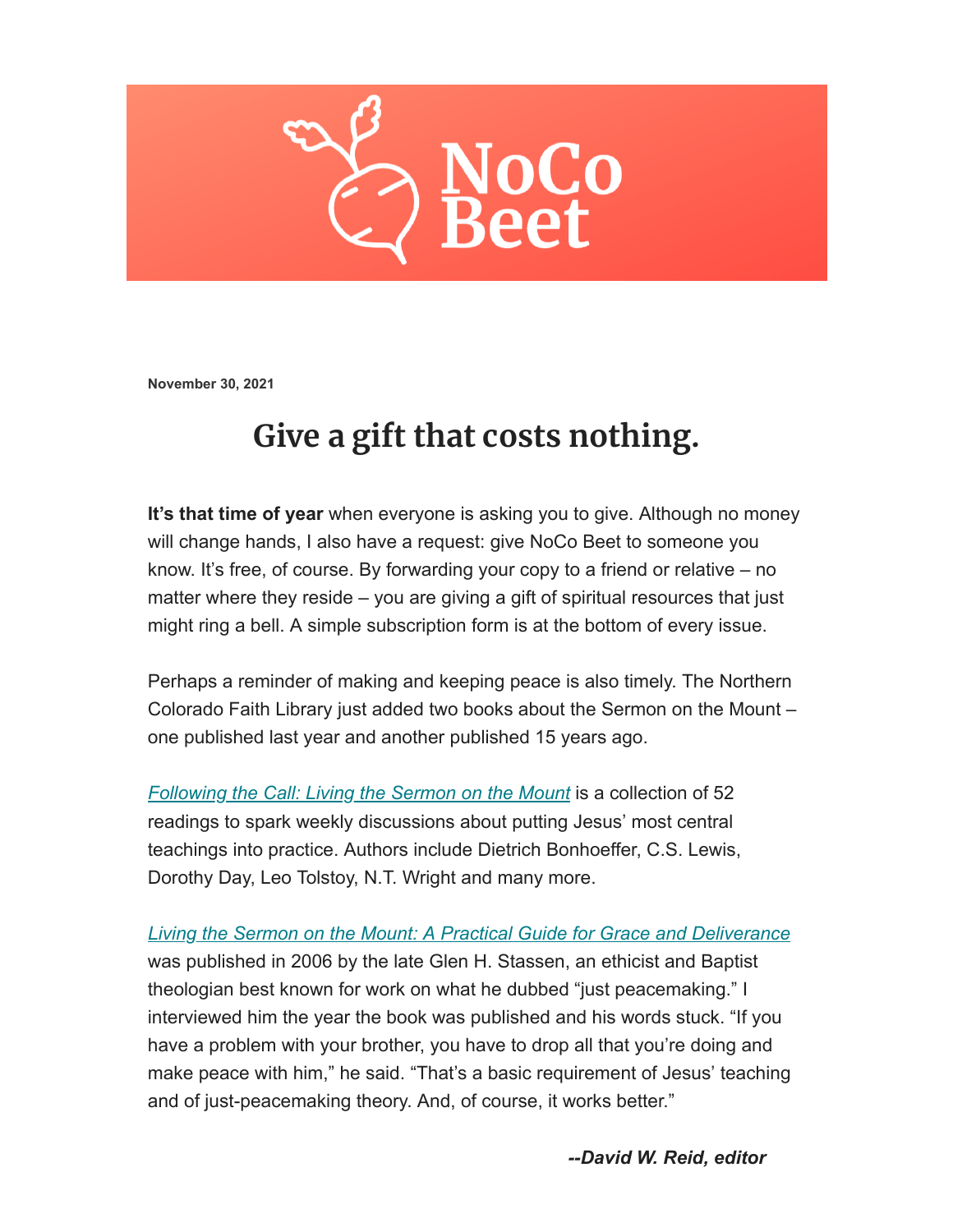NoCo Beet

**November 30, 2021**

# Give a gift that costs nothing.

**It's that time of year** when everyone is asking you to give. Although no money will change hands, I also have a request: give NoCo Beet to someone you know. It's free, of course. By forwarding your copy to a friend or relative – no matter where they reside – you are giving a gift of spiritual resources that just might ring a bell. A simple subscription form is at the bottom of every issue.

Perhaps a reminder of making and keeping peace is also timely. The Northern Colorado Faith Library just added two books about the Sermon on the Mount – one published last year and another published 15 years ago.

*Following the Call: Living the Sermon on the Mount* is a collection of 52 readings to spark weekly discussions about putting Jesus' most central teachings into practice. Authors include Dietrich Bonhoeffer, C.S. Lewis, Dorothy Day, Leo Tolstoy, N.T. Wright and many more.

*Living the Sermon on the Mount: A Practical Guide for Grace and Deliverance* was published in 2006 by the late Glen H. Stassen, an ethicist and Baptist theologian best known for work on what he dubbed "just peacemaking." I interviewed him the year the book was published and his words stuck. "If you have a problem with your brother, you have to drop all that you're doing and make peace with him," he said. "That's a basic requirement of Jesus' teaching and of just-peacemaking theory. And, of course, it works better."

***--David W. Reid, editor***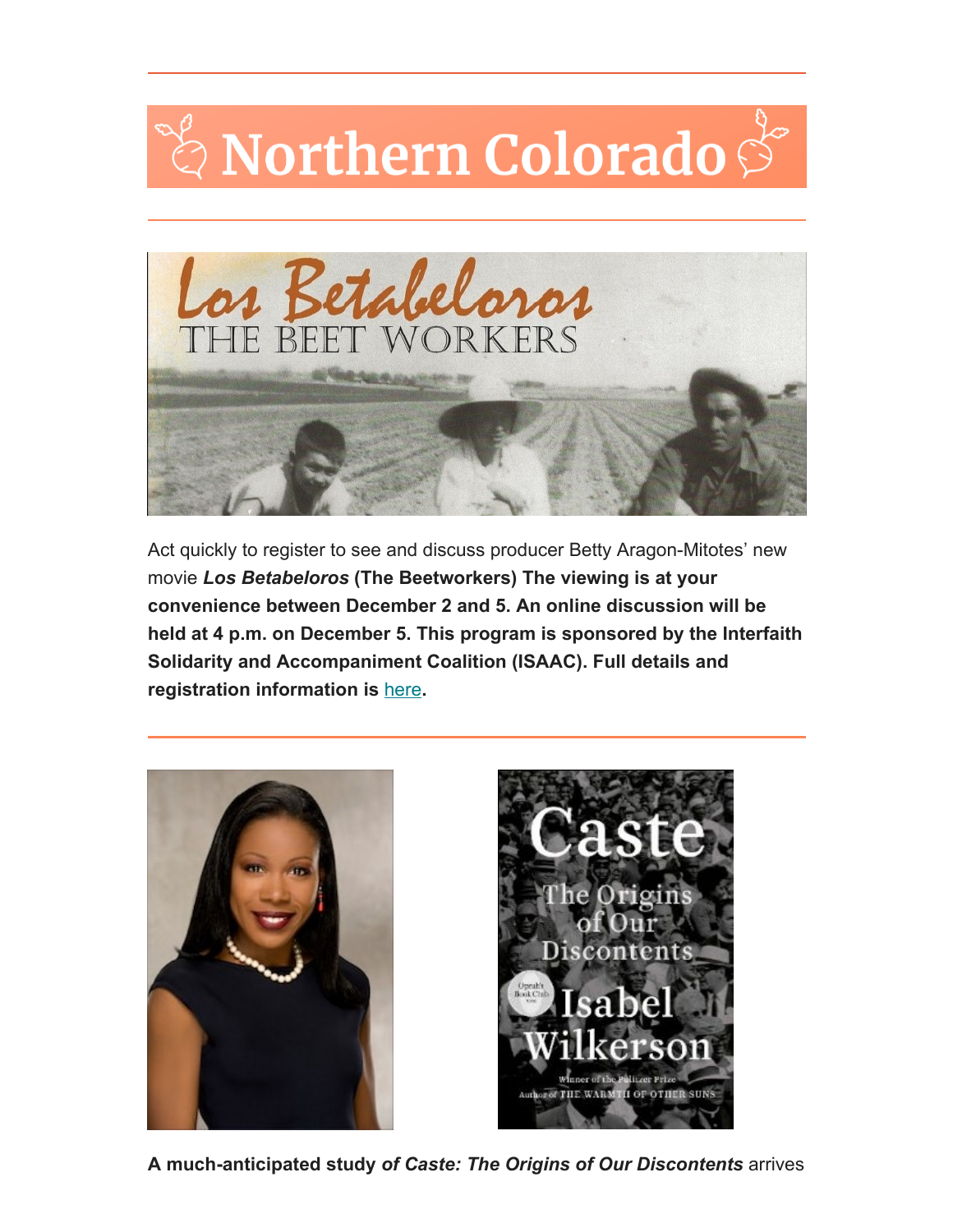# Northern Colorado

---

Act quickly to register to see and discuss producer Betty Aragon-Mitotes' new movie ***Los Betabeloros*** **(The Beetworkers) The viewing is at your convenience between December 2 and 5. An online discussion will be held at 4 p.m. on December 5. This program is sponsored by the Interfaith Solidarity and Accompaniment Coalition (ISAAC). Full details and registration information is [here](here).**

---

**A much-anticipated study *of Caste: The Origins of Our Discontents*** arrives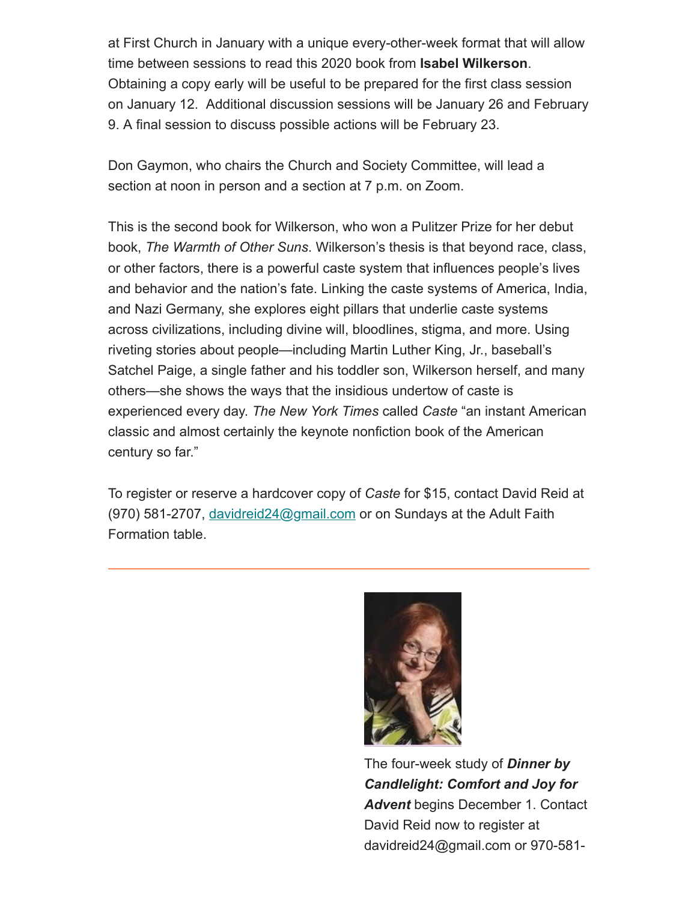at First Church in January with a unique every-other-week format that will allow time between sessions to read this 2020 book from **Isabel Wilkerson**. Obtaining a copy early will be useful to be prepared for the first class session on January 12. Additional discussion sessions will be January 26 and February 9. A final session to discuss possible actions will be February 23.

Don Gaymon, who chairs the Church and Society Committee, will lead a section at noon in person and a section at 7 p.m. on Zoom.

This is the second book for Wilkerson, who won a Pulitzer Prize for her debut book, *The Warmth of Other Suns*. Wilkerson's thesis is that beyond race, class, or other factors, there is a powerful caste system that influences people's lives and behavior and the nation's fate. Linking the caste systems of America, India, and Nazi Germany, she explores eight pillars that underlie caste systems across civilizations, including divine will, bloodlines, stigma, and more. Using riveting stories about people—including Martin Luther King, Jr., baseball's Satchel Paige, a single father and his toddler son, Wilkerson herself, and many others—she shows the ways that the insidious undertow of caste is experienced every day. *The New York Times* called *Caste* "an instant American classic and almost certainly the keynote nonfiction book of the American century so far."

To register or reserve a hardcover copy of *Caste* for $15, contact David Reid at (970) 581-2707, davidreid24@gmail.com or on Sundays at the Adult Faith Formation table.

---

The four-week study of ***Dinner by Candlelight: Comfort and Joy for Advent*** begins December 1. Contact David Reid now to register at davidreid24@gmail.com or 970-581-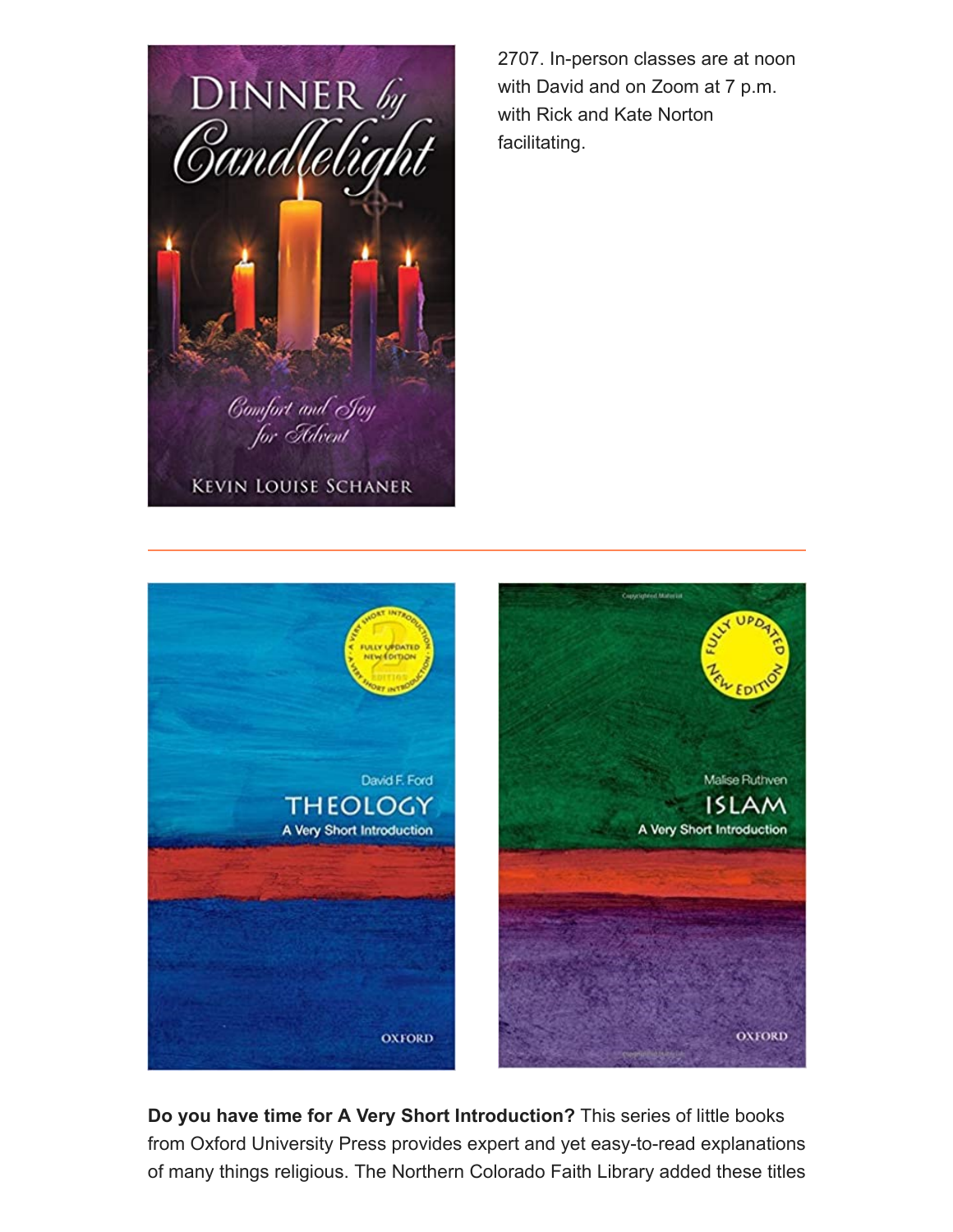2707. In-person classes are at noon with David and on Zoom at 7 p.m. with Rick and Kate Norton facilitating.

---

**Do you have time for A Very Short Introduction?** This series of little books from Oxford University Press provides expert and yet easy-to-read explanations of many things religious. The Northern Colorado Faith Library added these titles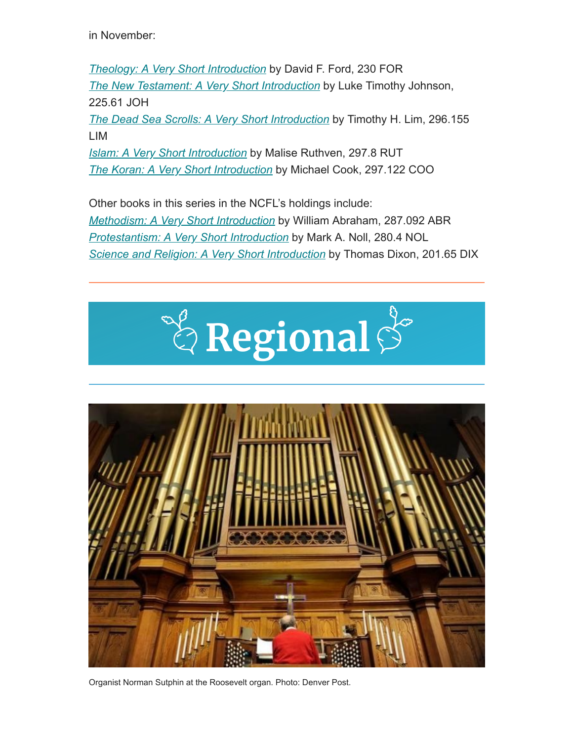in November:

*Theology: A Very Short Introduction* by David F. Ford, 230 FOR
*The New Testament: A Very Short Introduction* by Luke Timothy Johnson, 225.61 JOH
*The Dead Sea Scrolls: A Very Short Introduction* by Timothy H. Lim, 296.155 LIM
*Islam: A Very Short Introduction* by Malise Ruthven, 297.8 RUT
*The Koran: A Very Short Introduction* by Michael Cook, 297.122 COO

Other books in this series in the NCFL's holdings include:
*Methodism: A Very Short Introduction* by William Abraham, 287.092 ABR
*Protestantism: A Very Short Introduction* by Mark A. Noll, 280.4 NOL
*Science and Religion: A Very Short Introduction* by Thomas Dixon, 201.65 DIX

---

# Regional

---

Organist Norman Sutphin at the Roosevelt organ. Photo: Denver Post.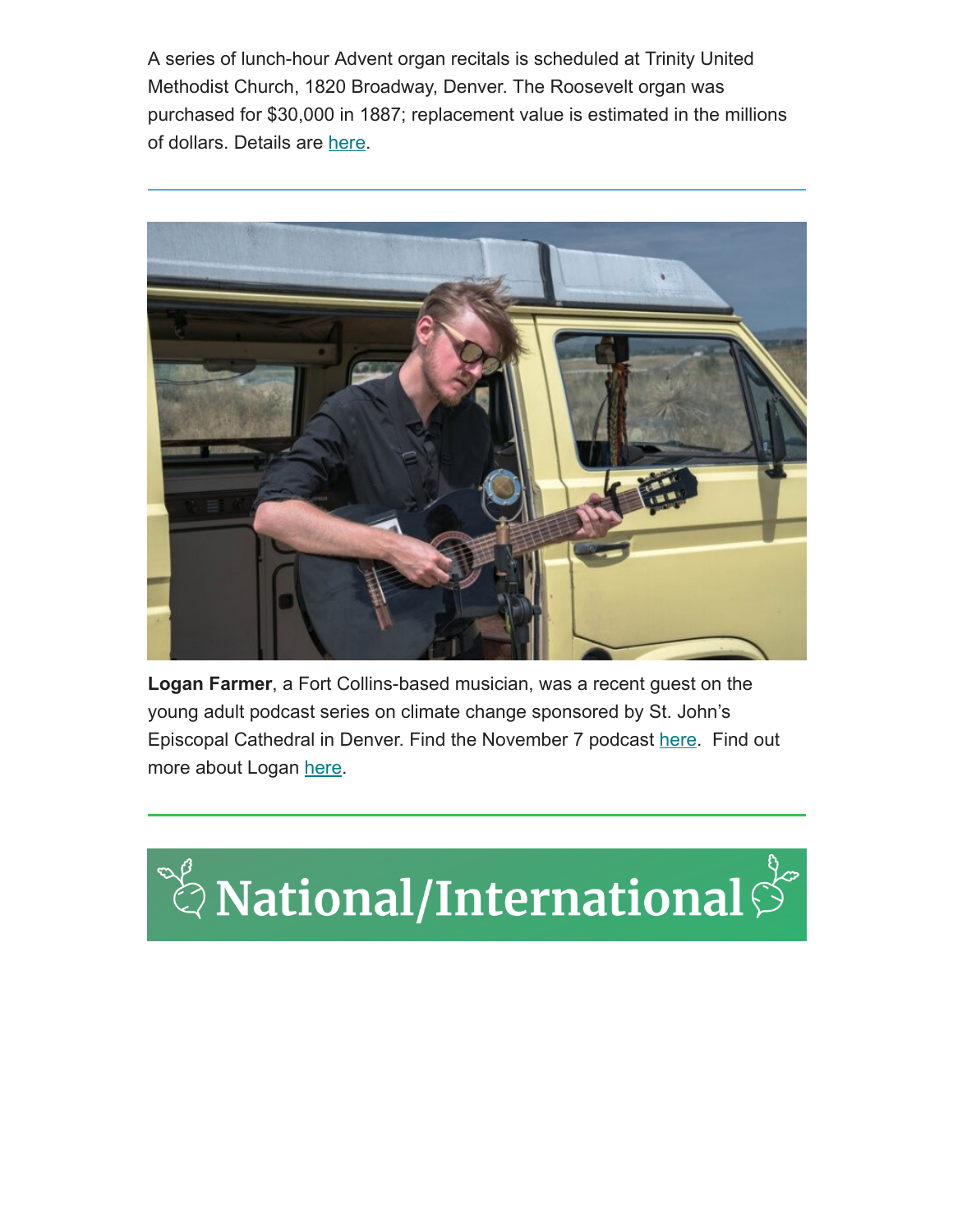A series of lunch-hour Advent organ recitals is scheduled at Trinity United Methodist Church, 1820 Broadway, Denver. The Roosevelt organ was purchased for $30,000 in 1887; replacement value is estimated in the millions of dollars. Details are here.

---

**Logan Farmer**, a Fort Collins-based musician, was a recent guest on the young adult podcast series on climate change sponsored by St. John's Episcopal Cathedral in Denver. Find the November 7 podcast here. Find out more about Logan here.

---

# National/International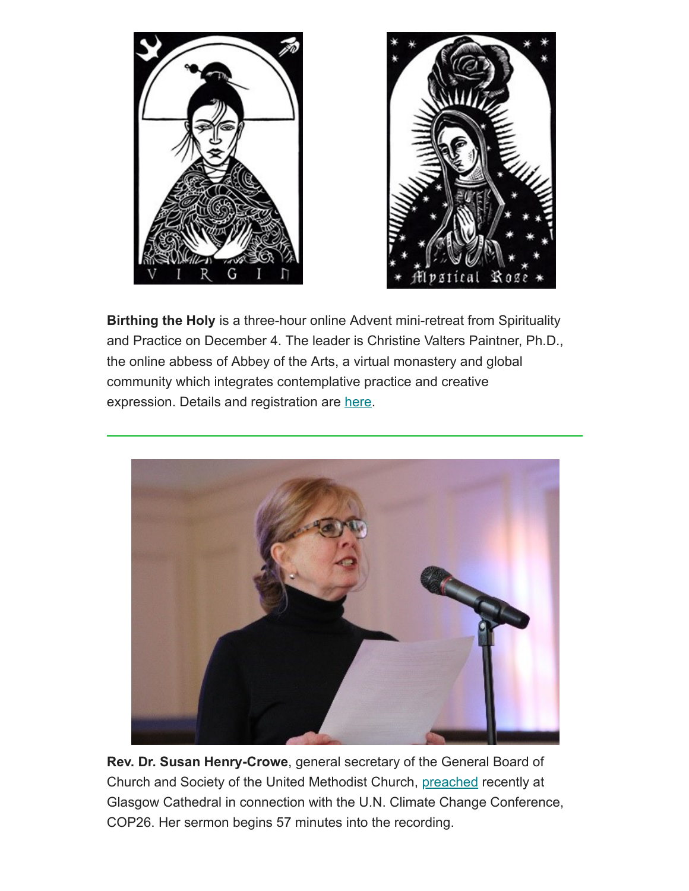**Birthing the Holy** is a three-hour online Advent mini-retreat from Spirituality and Practice on December 4. The leader is Christine Valters Paintner, Ph.D., the online abbess of Abbey of the Arts, a virtual monastery and global community which integrates contemplative practice and creative expression. Details and registration are here.

---

**Rev. Dr. Susan Henry-Crowe**, general secretary of the General Board of Church and Society of the United Methodist Church, preached recently at Glasgow Cathedral in connection with the U.N. Climate Change Conference, COP26. Her sermon begins 57 minutes into the recording.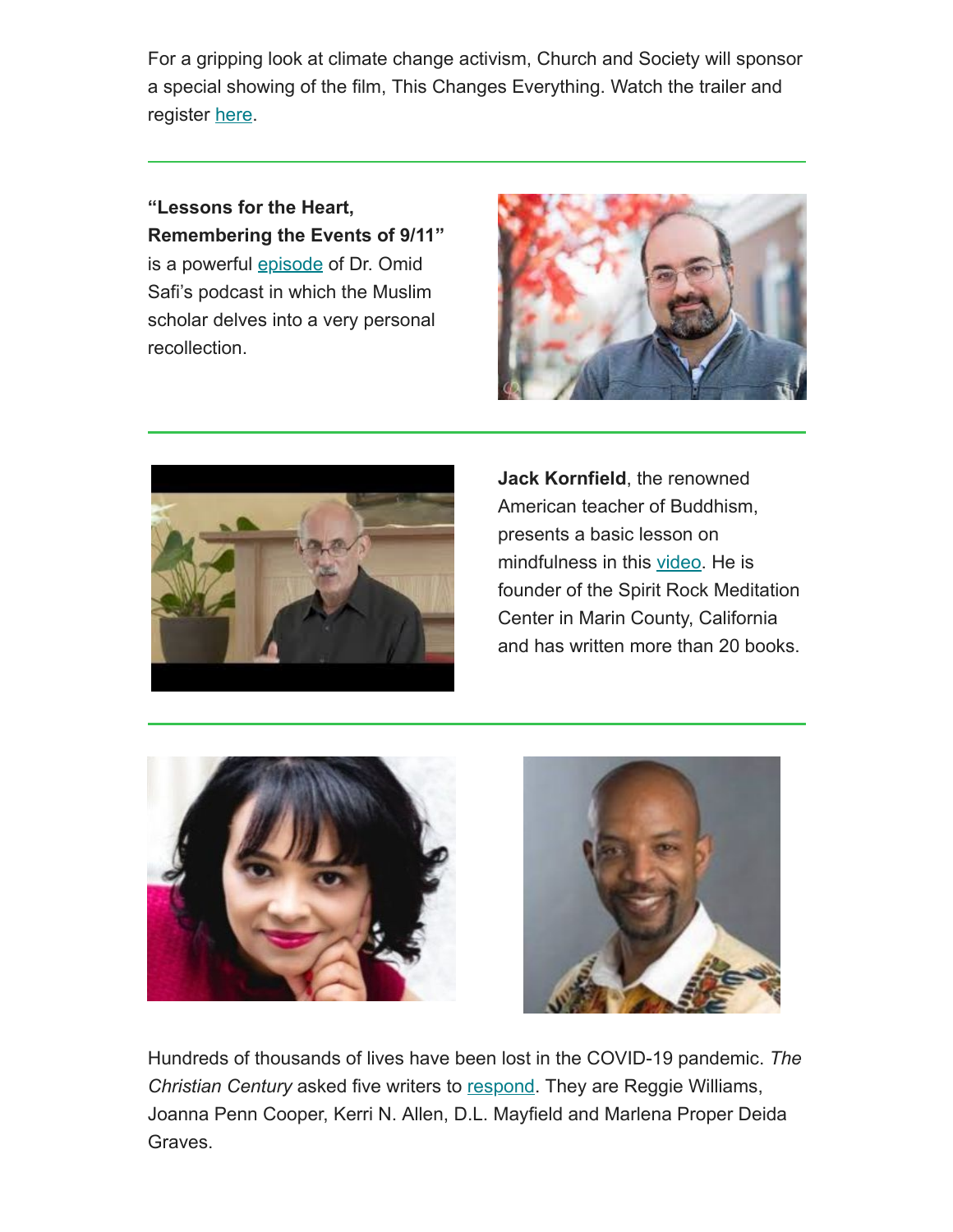For a gripping look at climate change activism, Church and Society will sponsor a special showing of the film, This Changes Everything. Watch the trailer and register here.

---

**"Lessons for the Heart, Remembering the Events of 9/11"** is a powerful episode of Dr. Omid Safi's podcast in which the Muslim scholar delves into a very personal recollection.

---

**Jack Kornfield**, the renowned American teacher of Buddhism, presents a basic lesson on mindfulness in this video. He is founder of the Spirit Rock Meditation Center in Marin County, California and has written more than 20 books.

---

Hundreds of thousands of lives have been lost in the COVID-19 pandemic. *The Christian Century* asked five writers to respond. They are Reggie Williams, Joanna Penn Cooper, Kerri N. Allen, D.L. Mayfield and Marlena Proper Deida Graves.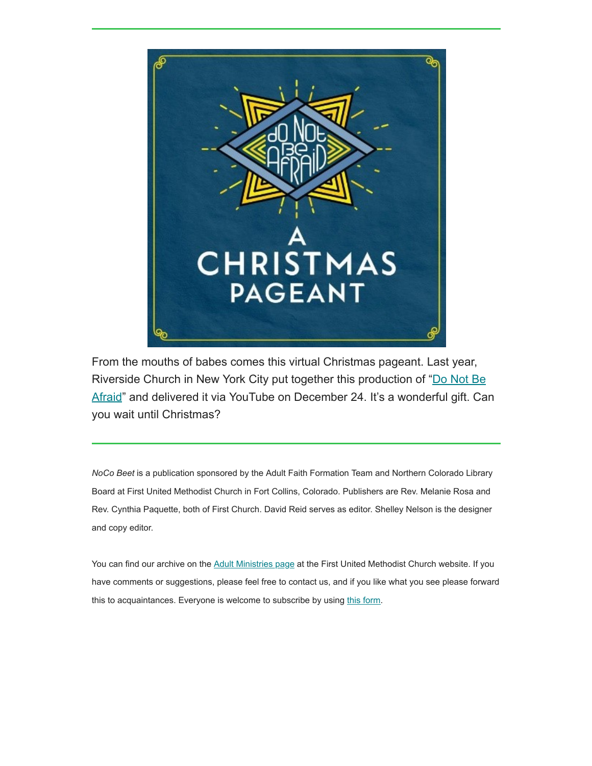From the mouths of babes comes this virtual Christmas pageant. Last year, Riverside Church in New York City put together this production of "Do Not Be Afraid" and delivered it via YouTube on December 24. It's a wonderful gift. Can you wait until Christmas?

---

*NoCo Beet* is a publication sponsored by the Adult Faith Formation Team and Northern Colorado Library Board at First United Methodist Church in Fort Collins, Colorado. Publishers are Rev. Melanie Rosa and Rev. Cynthia Paquette, both of First Church. David Reid serves as editor. Shelley Nelson is the designer and copy editor.

You can find our archive on the Adult Ministries page at the First United Methodist Church website. If you have comments or suggestions, please feel free to contact us, and if you like what you see please forward this to acquaintances. Everyone is welcome to subscribe by using this form.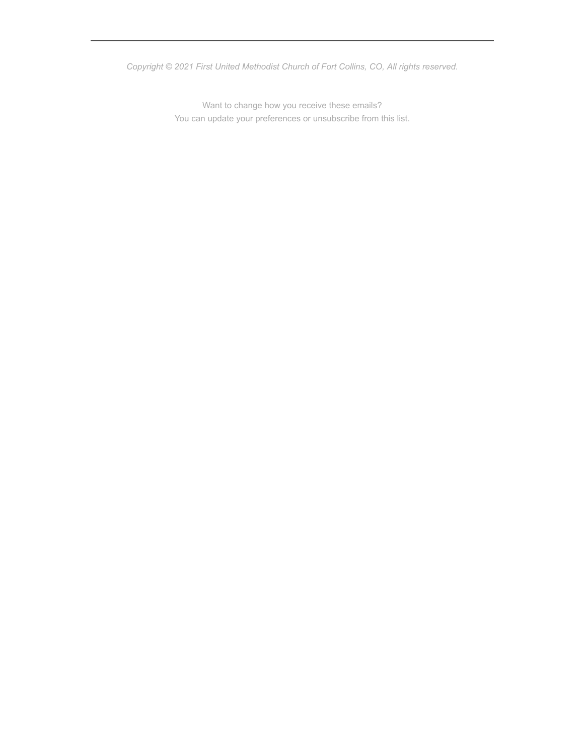---

*Copyright © 2021 First United Methodist Church of Fort Collins, CO, All rights reserved.*

Want to change how you receive these emails?
You can update your preferences or unsubscribe from this list.